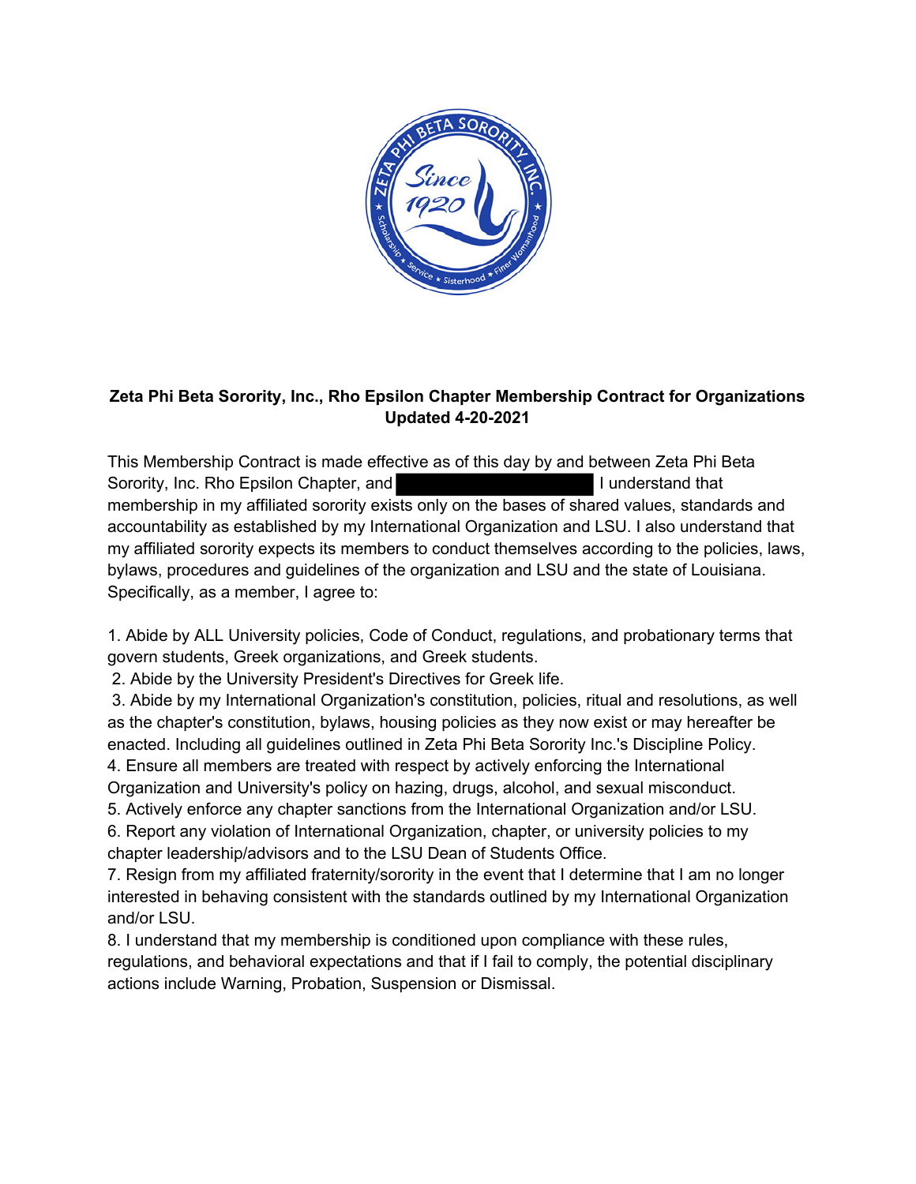**Zeta Phi Beta Sorority, Inc., Rho Epsilon Chapter Membership Contract for Organizations**
**Updated 4-20-2021**

This Membership Contract is made effective as of this day by and between Zeta Phi Beta Sorority, Inc. Rho Epsilon Chapter, and ██████████ I understand that membership in my affiliated sorority exists only on the bases of shared values, standards and accountability as established by my International Organization and LSU. I also understand that my affiliated sorority expects its members to conduct themselves according to the policies, laws, bylaws, procedures and guidelines of the organization and LSU and the state of Louisiana. Specifically, as a member, I agree to:

1. Abide by ALL University policies, Code of Conduct, regulations, and probationary terms that govern students, Greek organizations, and Greek students.
2. Abide by the University President's Directives for Greek life.
3. Abide by my International Organization's constitution, policies, ritual and resolutions, as well as the chapter's constitution, bylaws, housing policies as they now exist or may hereafter be enacted. Including all guidelines outlined in Zeta Phi Beta Sorority Inc.'s Discipline Policy.
4. Ensure all members are treated with respect by actively enforcing the International Organization and University's policy on hazing, drugs, alcohol, and sexual misconduct.
5. Actively enforce any chapter sanctions from the International Organization and/or LSU.
6. Report any violation of International Organization, chapter, or university policies to my chapter leadership/advisors and to the LSU Dean of Students Office.
7. Resign from my affiliated fraternity/sorority in the event that I determine that I am no longer interested in behaving consistent with the standards outlined by my International Organization and/or LSU.
8. I understand that my membership is conditioned upon compliance with these rules, regulations, and behavioral expectations and that if I fail to comply, the potential disciplinary actions include Warning, Probation, Suspension or Dismissal.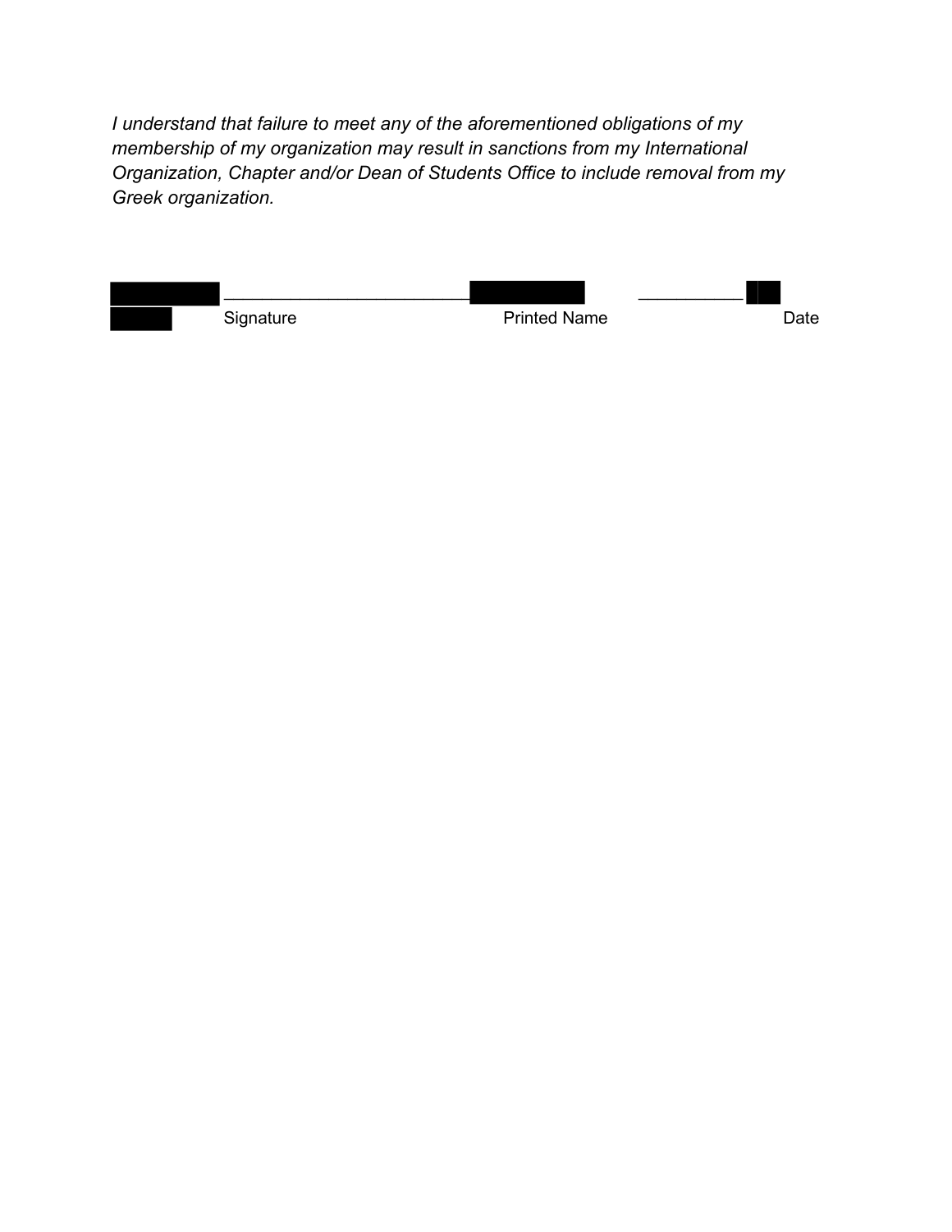*I understand that failure to meet any of the aforementioned obligations of my membership of my organization may result in sanctions from my International Organization, Chapter and/or Dean of Students Office to include removal from my Greek organization.*

| | | |
|---|---|---|
| ______________________ | | __________ |
| Signature | Printed Name | Date |